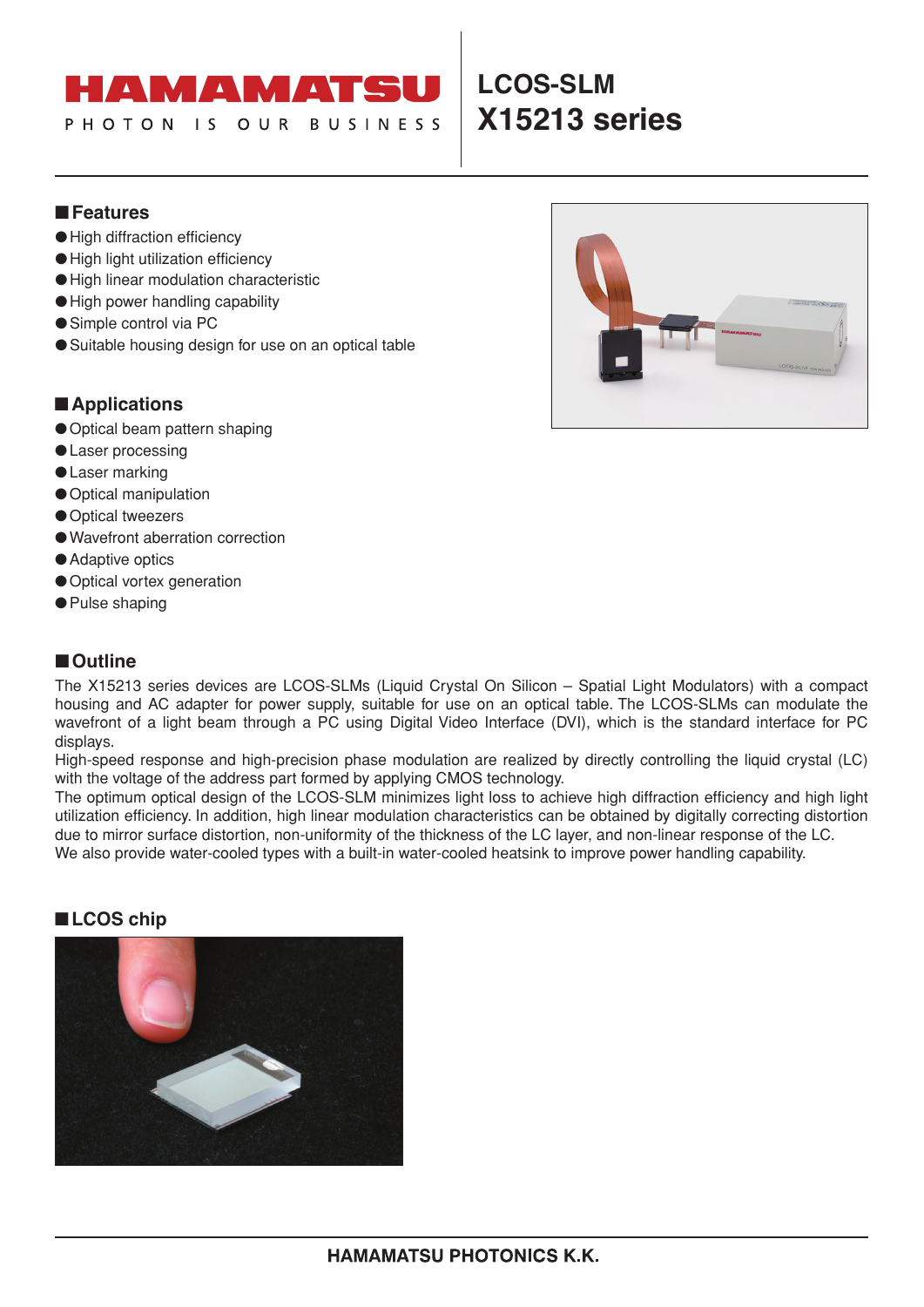# HAMAMATSU

PHOTON IS OUR BUSINESS

# LCOS-SLM
# X15213 series

## ■ Features

- High diffraction efficiency
- High light utilization efficiency
- High linear modulation characteristic
- High power handling capability
- Simple control via PC
- Suitable housing design for use on an optical table

## ■ Applications

- Optical beam pattern shaping
- Laser processing
- Laser marking
- Optical manipulation
- Optical tweezers
- Wavefront aberration correction
- Adaptive optics
- Optical vortex generation
- Pulse shaping

## ■ Outline

The X15213 series devices are LCOS-SLMs (Liquid Crystal On Silicon – Spatial Light Modulators) with a compact housing and AC adapter for power supply, suitable for use on an optical table. The LCOS-SLMs can modulate the wavefront of a light beam through a PC using Digital Video Interface (DVI), which is the standard interface for PC displays.

High-speed response and high-precision phase modulation are realized by directly controlling the liquid crystal (LC) with the voltage of the address part formed by applying CMOS technology.

The optimum optical design of the LCOS-SLM minimizes light loss to achieve high diffraction efficiency and high light utilization efficiency. In addition, high linear modulation characteristics can be obtained by digitally correcting distortion due to mirror surface distortion, non-uniformity of the thickness of the LC layer, and non-linear response of the LC.

We also provide water-cooled types with a built-in water-cooled heatsink to improve power handling capability.

## ■ LCOS chip

HAMAMATSU PHOTONICS K.K.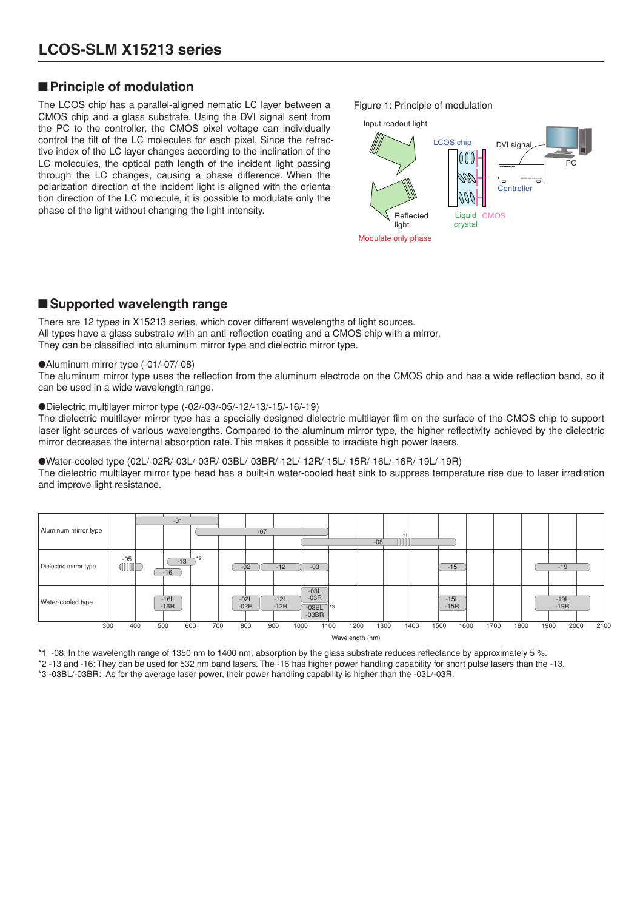## LCOS-SLM X15213 series

### ■ Principle of modulation

The LCOS chip has a parallel-aligned nematic LC layer between a CMOS chip and a glass substrate. Using the DVI signal sent from the PC to the controller, the CMOS pixel voltage can individually control the tilt of the LC molecules for each pixel. Since the refractive index of the LC layer changes according to the inclination of the LC molecules, the optical path length of the incident light passing through the LC changes, causing a phase difference. When the polarization direction of the incident light is aligned with the orientation direction of the LC molecule, it is possible to modulate only the phase of the light without changing the light intensity.

Figure 1: Principle of modulation

Input readout light — LCOS chip — DVI signal — PC — Controller — Reflected light — Liquid crystal — CMOS — Modulate only phase

### ■ Supported wavelength range

There are 12 types in X15213 series, which cover different wavelengths of light sources.
All types have a glass substrate with an anti-reflection coating and a CMOS chip with a mirror.
They can be classified into aluminum mirror type and dielectric mirror type.

●Aluminum mirror type (-01/-07/-08)
The aluminum mirror type uses the reflection from the aluminum electrode on the CMOS chip and has a wide reflection band, so it can be used in a wide wavelength range.

●Dielectric multilayer mirror type (-02/-03/-05/-12/-13/-15/-16/-19)
The dielectric multilayer mirror type has a specially designed dielectric multilayer film on the surface of the CMOS chip to support laser light sources of various wavelengths. Compared to the aluminum mirror type, the higher reflectivity achieved by the dielectric mirror decreases the internal absorption rate. This makes it possible to irradiate high power lasers.

●Water-cooled type (02L/-02R/-03L/-03R/-03BL/-03BR/-12L/-12R/-15L/-15R/-16L/-16R/-19L/-19R)
The dielectric multilayer mirror type head has a built-in water-cooled heat sink to suppress temperature rise due to laser irradiation and improve light resistance.

| Type | Models (approximate wavelength range) |
|---|---|
| Aluminum mirror type | -01 (400 to 700 nm), -07 (620 to 1100 nm), -08 (1000 to 1550 nm)*1 |
| Dielectric mirror type | -05 (~405 nm), -13 (~532 nm)*2, -16 (~532 nm), -02 (~800 nm), -12 (~900 nm), -03 (~1050 nm), -15 (~1550 nm), -19 (~1950 nm) |
| Water-cooled type | -16L/-16R, -02L/-02R, -12L/-12R, -03L/-03R, -03BL/-03BR*3, -15L/-15R, -19L/-19R |

Wavelength (nm): 300 to 2100

*1 -08: In the wavelength range of 1350 nm to 1400 nm, absorption by the glass substrate reduces reflectance by approximately 5 %.
*2 -13 and -16: They can be used for 532 nm band lasers. The -16 has higher power handling capability for short pulse lasers than the -13.
*3 -03BL/-03BR: As for the average laser power, their power handling capability is higher than the -03L/-03R.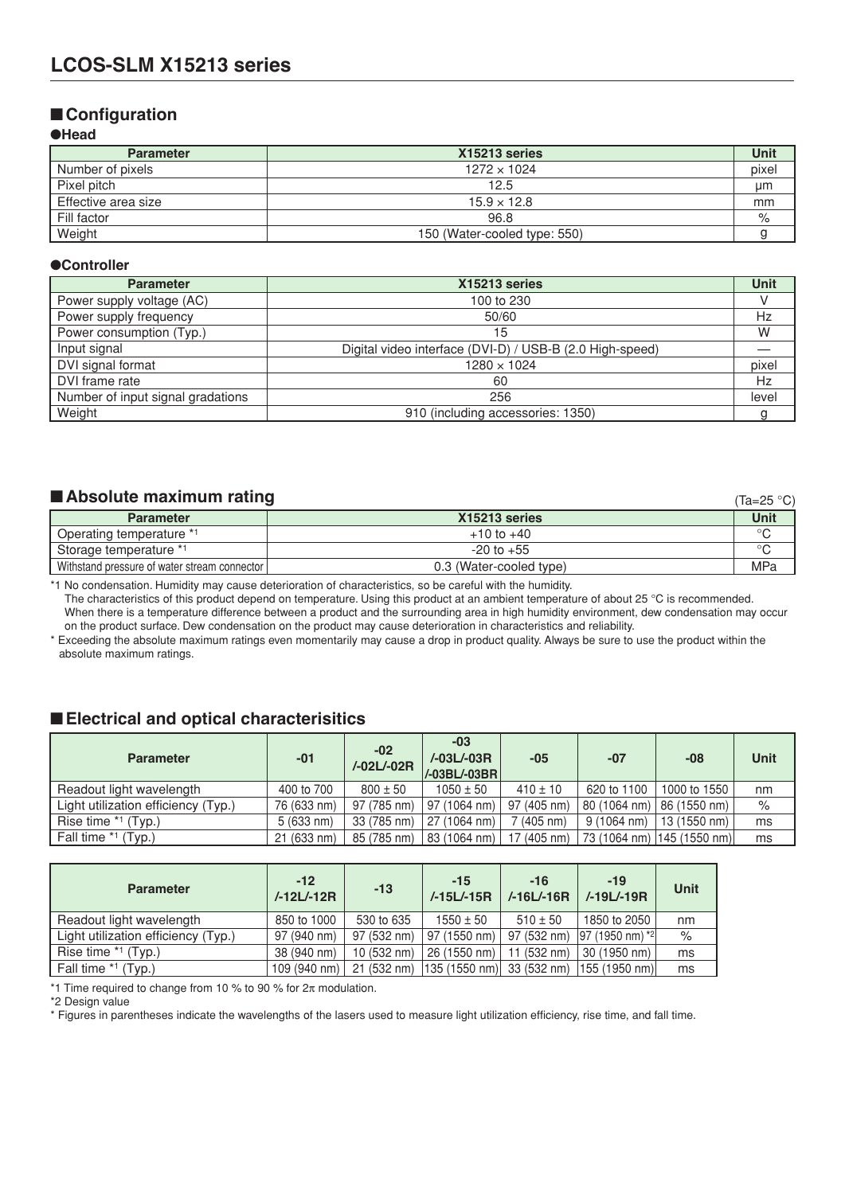# LCOS-SLM X15213 series

## ■ Configuration

### ●Head

| Parameter | X15213 series | Unit |
|---|---|---|
| Number of pixels | 1272 × 1024 | pixel |
| Pixel pitch | 12.5 | μm |
| Effective area size | 15.9 × 12.8 | mm |
| Fill factor | 96.8 | % |
| Weight | 150 (Water-cooled type: 550) | g |

### ●Controller

| Parameter | X15213 series | Unit |
|---|---|---|
| Power supply voltage (AC) | 100 to 230 | V |
| Power supply frequency | 50/60 | Hz |
| Power consumption (Typ.) | 15 | W |
| Input signal | Digital video interface (DVI-D) / USB-B (2.0 High-speed) | — |
| DVI signal format | 1280 × 1024 | pixel |
| DVI frame rate | 60 | Hz |
| Number of input signal gradations | 256 | level |
| Weight | 910 (including accessories: 1350) | g |

## ■ Absolute maximum rating

(Ta=25 °C)

| Parameter | X15213 series | Unit |
|---|---|---|
| Operating temperature *1 | +10 to +40 | °C |
| Storage temperature *1 | -20 to +55 | °C |
| Withstand pressure of water stream connector | 0.3 (Water-cooled type) | MPa |

*1 No condensation. Humidity may cause deterioration of characteristics, so be careful with the humidity.
The characteristics of this product depend on temperature. Using this product at an ambient temperature of about 25 °C is recommended.
When there is a temperature difference between a product and the surrounding area in high humidity environment, dew condensation may occur on the product surface. Dew condensation on the product may cause deterioration in characteristics and reliability.

* Exceeding the absolute maximum ratings even momentarily may cause a drop in product quality. Always be sure to use the product within the absolute maximum ratings.

## ■ Electrical and optical characterisitics

| Parameter | -01 | -02 /-02L/-02R | -03 /-03L/-03R /-03BL/-03BR | -05 | -07 | -08 | Unit |
|---|---|---|---|---|---|---|---|
| Readout light wavelength | 400 to 700 | 800 ± 50 | 1050 ± 50 | 410 ± 10 | 620 to 1100 | 1000 to 1550 | nm |
| Light utilization efficiency (Typ.) | 76 (633 nm) | 97 (785 nm) | 97 (1064 nm) | 97 (405 nm) | 80 (1064 nm) | 86 (1550 nm) | % |
| Rise time *1 (Typ.) | 5 (633 nm) | 33 (785 nm) | 27 (1064 nm) | 7 (405 nm) | 9 (1064 nm) | 13 (1550 nm) | ms |
| Fall time *1 (Typ.) | 21 (633 nm) | 85 (785 nm) | 83 (1064 nm) | 17 (405 nm) | 73 (1064 nm) | 145 (1550 nm) | ms |

| Parameter | -12 /-12L/-12R | -13 | -15 /-15L/-15R | -16 /-16L/-16R | -19 /-19L/-19R | Unit |
|---|---|---|---|---|---|---|
| Readout light wavelength | 850 to 1000 | 530 to 635 | 1550 ± 50 | 510 ± 50 | 1850 to 2050 | nm |
| Light utilization efficiency (Typ.) | 97 (940 nm) | 97 (532 nm) | 97 (1550 nm) | 97 (532 nm) | 97 (1950 nm) *2 | % |
| Rise time *1 (Typ.) | 38 (940 nm) | 10 (532 nm) | 26 (1550 nm) | 11 (532 nm) | 30 (1950 nm) | ms |
| Fall time *1 (Typ.) | 109 (940 nm) | 21 (532 nm) | 135 (1550 nm) | 33 (532 nm) | 155 (1950 nm) | ms |

*1 Time required to change from 10 % to 90 % for $2\pi$ modulation.

*2 Design value

* Figures in parentheses indicate the wavelengths of the lasers used to measure light utilization efficiency, rise time, and fall time.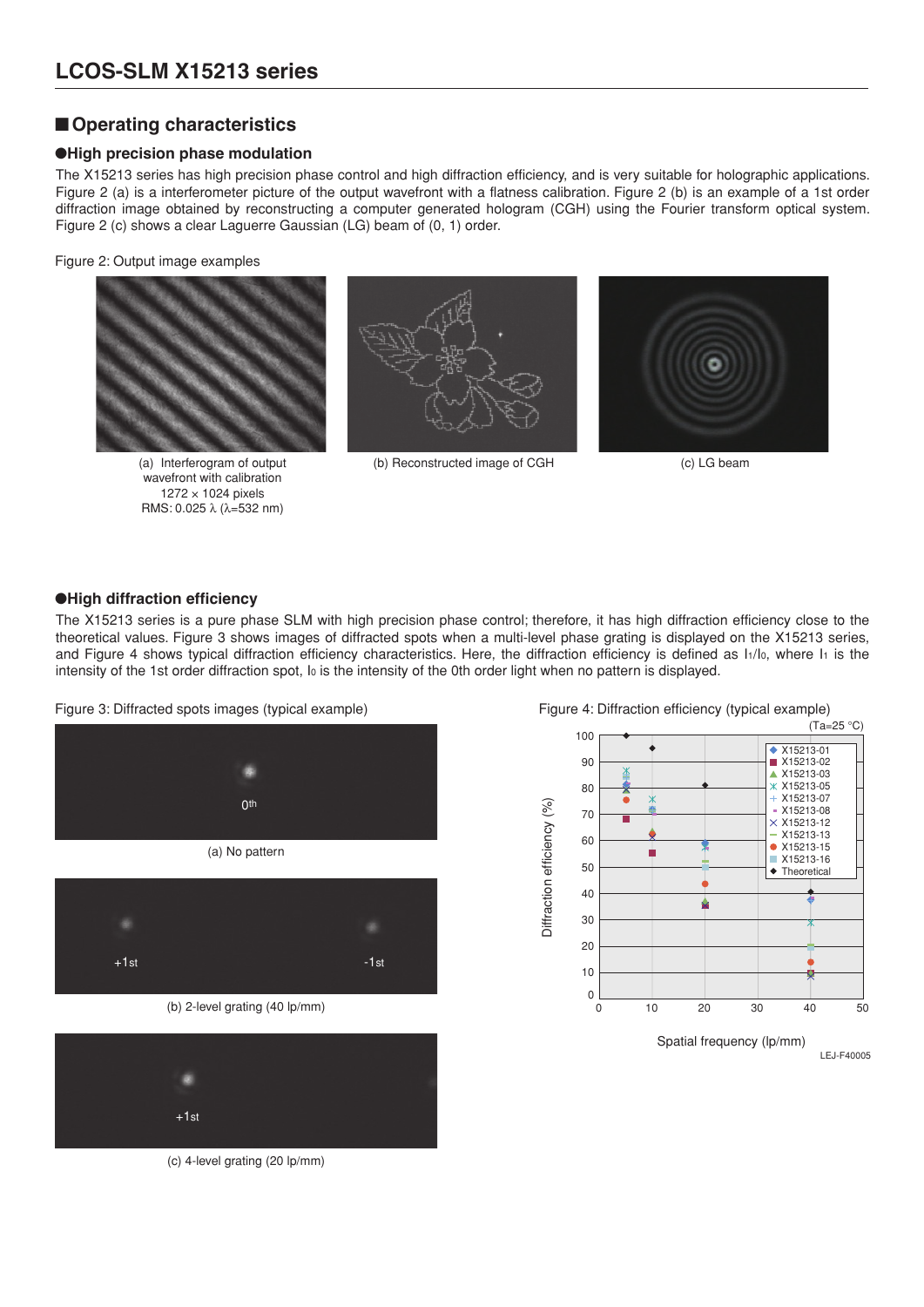## Operating characteristics

### High precision phase modulation

The X15213 series has high precision phase control and high diffraction efficiency, and is very suitable for holographic applications. Figure 2 (a) is a interferometer picture of the output wavefront with a flatness calibration. Figure 2 (b) is an example of a 1st order diffraction image obtained by reconstructing a computer generated hologram (CGH) using the Fourier transform optical system. Figure 2 (c) shows a clear Laguerre Gaussian (LG) beam of (0, 1) order.

Figure 2: Output image examples

(a) Interferogram of output wavefront with calibration
1272 × 1024 pixels
RMS: 0.025 λ (λ=532 nm)

(b) Reconstructed image of CGH

(c) LG beam

### High diffraction efficiency

The X15213 series is a pure phase SLM with high precision phase control; therefore, it has high diffraction efficiency close to the theoretical values. Figure 3 shows images of diffracted spots when a multi-level phase grating is displayed on the X15213 series, and Figure 4 shows typical diffraction efficiency characteristics. Here, the diffraction efficiency is defined as $I_1/I_0$, where $I_1$ is the intensity of the 1st order diffraction spot, $I_0$ is the intensity of the 0th order light when no pattern is displayed.

Figure 3: Diffracted spots images (typical example)

(a) No pattern

(b) 2-level grating (40 lp/mm)

(c) 4-level grating (20 lp/mm)

Figure 4: Diffraction efficiency (typical example)

(Ta=25 °C)

Diffraction efficiency (%)

Spatial frequency (lp/mm)

X15213-01, X15213-02, X15213-03, X15213-05, X15213-07, X15213-08, X15213-12, X15213-13, X15213-15, X15213-16, Theoretical

LEJ-F40005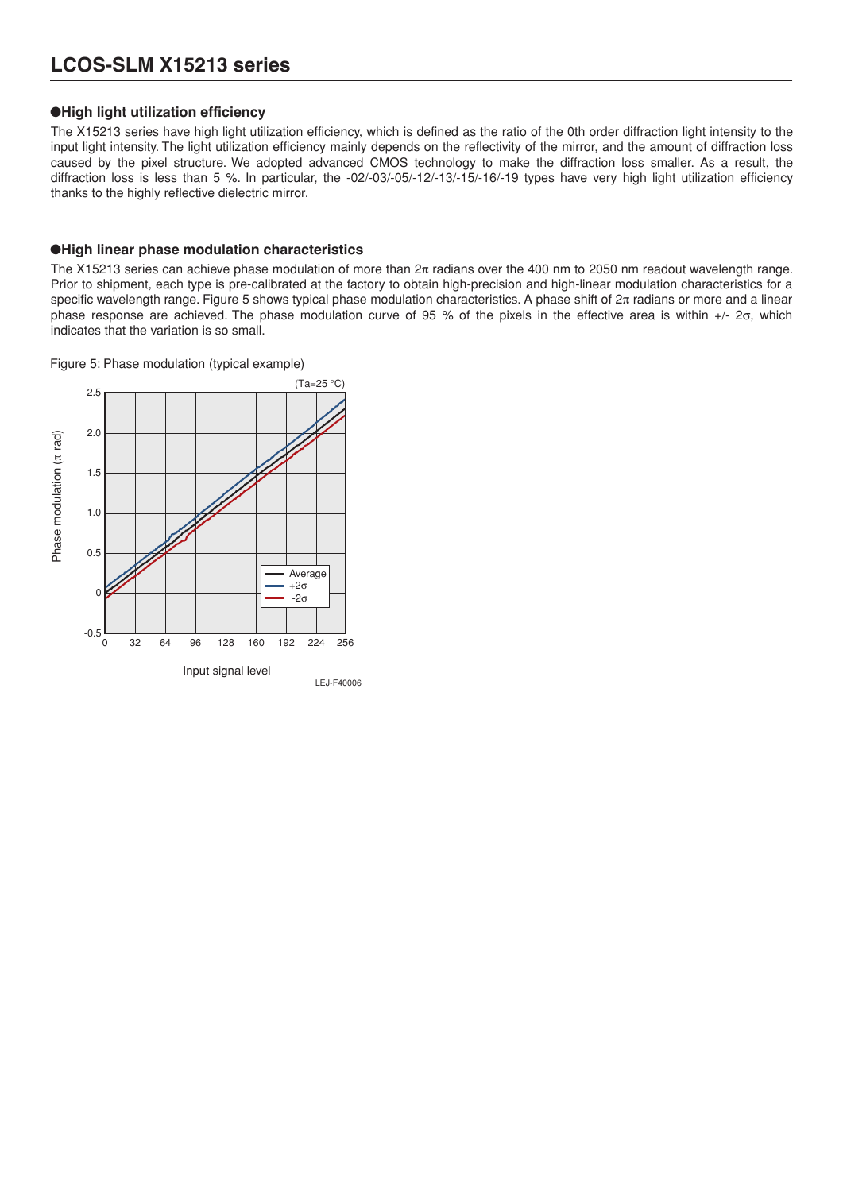## LCOS-SLM X15213 series

### ●High light utilization efficiency

The X15213 series have high light utilization efficiency, which is defined as the ratio of the 0th order diffraction light intensity to the input light intensity. The light utilization efficiency mainly depends on the reflectivity of the mirror, and the amount of diffraction loss caused by the pixel structure. We adopted advanced CMOS technology to make the diffraction loss smaller. As a result, the diffraction loss is less than 5 %. In particular, the -02/-03/-05/-12/-13/-15/-16/-19 types have very high light utilization efficiency thanks to the highly reflective dielectric mirror.

### ●High linear phase modulation characteristics

The X15213 series can achieve phase modulation of more than $2\pi$ radians over the 400 nm to 2050 nm readout wavelength range. Prior to shipment, each type is pre-calibrated at the factory to obtain high-precision and high-linear modulation characteristics for a specific wavelength range. Figure 5 shows typical phase modulation characteristics. A phase shift of $2\pi$ radians or more and a linear phase response are achieved. The phase modulation curve of 95 % of the pixels in the effective area is within $+/-\ 2\sigma$, which indicates that the variation is so small.

Figure 5: Phase modulation (typical example)

(Ta=25 °C)

Phase modulation ($\pi$ rad)

Input signal level

Average, $+2\sigma$, $-2\sigma$

LEJ-F40006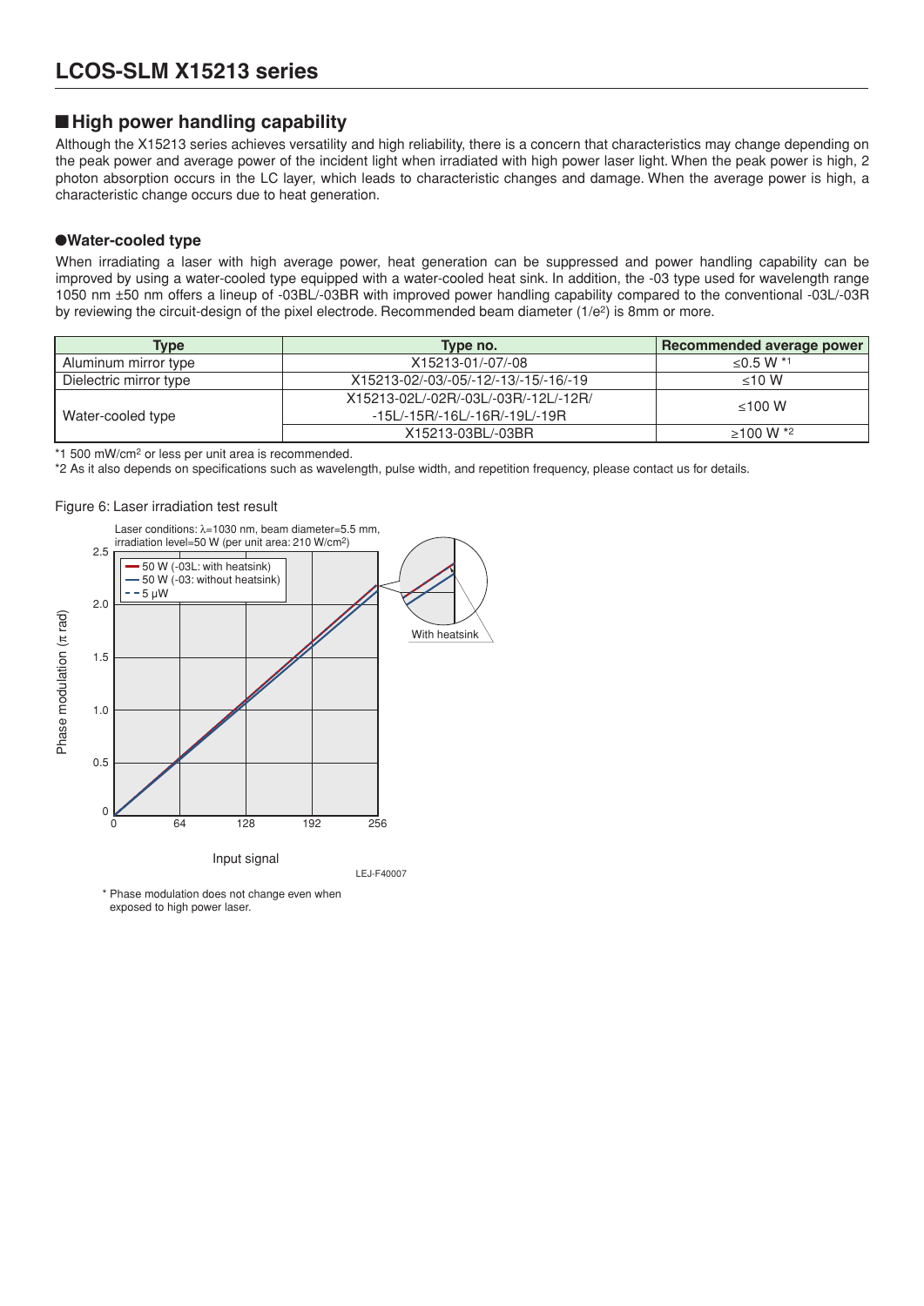## LCOS-SLM X15213 series

### ■ High power handling capability

Although the X15213 series achieves versatility and high reliability, there is a concern that characteristics may change depending on the peak power and average power of the incident light when irradiated with high power laser light. When the peak power is high, 2 photon absorption occurs in the LC layer, which leads to characteristic changes and damage. When the average power is high, a characteristic change occurs due to heat generation.

#### ●Water-cooled type

When irradiating a laser with high average power, heat generation can be suppressed and power handling capability can be improved by using a water-cooled type equipped with a water-cooled heat sink. In addition, the -03 type used for wavelength range 1050 nm ±50 nm offers a lineup of -03BL/-03BR with improved power handling capability compared to the conventional -03L/-03R by reviewing the circuit-design of the pixel electrode. Recommended beam diameter ($1/e^2$) is 8mm or more.

| Type | Type no. | Recommended average power |
|---|---|---|
| Aluminum mirror type | X15213-01/-07/-08 | ≤0.5 W *1 |
| Dielectric mirror type | X15213-02/-03/-05/-12/-13/-15/-16/-19 | ≤10 W |
| Water-cooled type | X15213-02L/-02R/-03L/-03R/-12L/-12R/ -15L/-15R/-16L/-16R/-19L/-19R | ≤100 W |
| | X15213-03BL/-03BR | ≥100 W *2 |

*1 500 mW/cm² or less per unit area is recommended.

*2 As it also depends on specifications such as wavelength, pulse width, and repetition frequency, please contact us for details.

Figure 6: Laser irradiation test result

Laser conditions: λ=1030 nm, beam diameter=5.5 mm, irradiation level=50 W (per unit area: 210 W/cm²)

* Phase modulation does not change even when exposed to high power laser.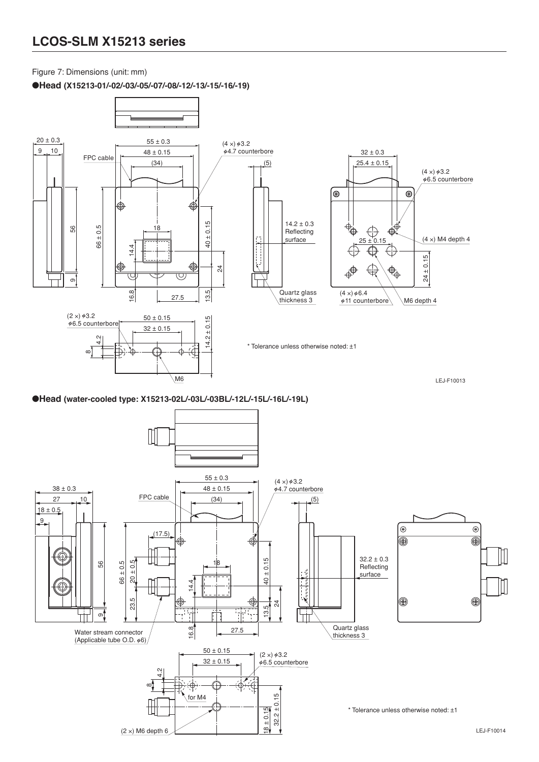Figure 7: Dimensions (unit: mm)

●**Head** (X15213-01/-02/-03/-05/-07/-08/-12/-13/-15/-16/-19)

\* Tolerance unless otherwise noted: ±1

LEJ-F10013

●**Head** (water-cooled type: X15213-02L/-03L/-03BL/-12L/-15L/-16L/-19L)

\* Tolerance unless otherwise noted: ±1

LEJ-F10014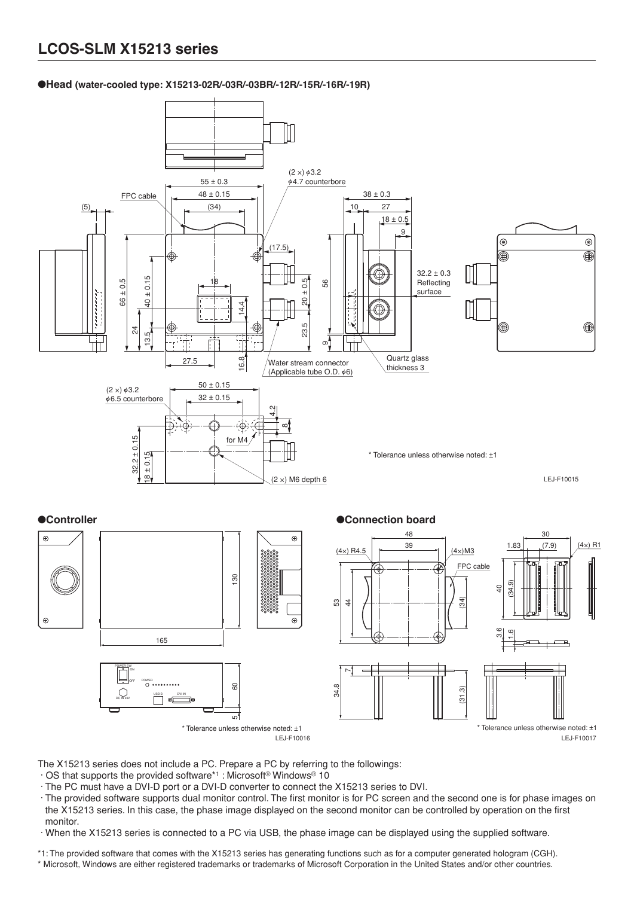## LCOS-SLM X15213 series

### ●Head (water-cooled type: X15213-02R/-03R/-03BR/-12R/-15R/-16R/-19R)

* Tolerance unless otherwise noted: ±1

LEJ-F10015

### ●Controller

* Tolerance unless otherwise noted: ±1

LEJ-F10016

### ●Connection board

* Tolerance unless otherwise noted: ±1

LEJ-F10017

The X15213 series does not include a PC. Prepare a PC by referring to the followings:

- · OS that supports the provided software*1 : Microsoft® Windows® 10
- · The PC must have a DVI-D port or a DVI-D converter to connect the X15213 series to DVI.
- · The provided software supports dual monitor control. The first monitor is for PC screen and the second one is for phase images on the X15213 series. In this case, the phase image displayed on the second monitor can be controlled by operation on the first monitor.
- · When the X15213 series is connected to a PC via USB, the phase image can be displayed using the supplied software.

*1: The provided software that comes with the X15213 series has generating functions such as for a computer generated hologram (CGH).

* Microsoft, Windows are either registered trademarks or trademarks of Microsoft Corporation in the United States and/or other countries.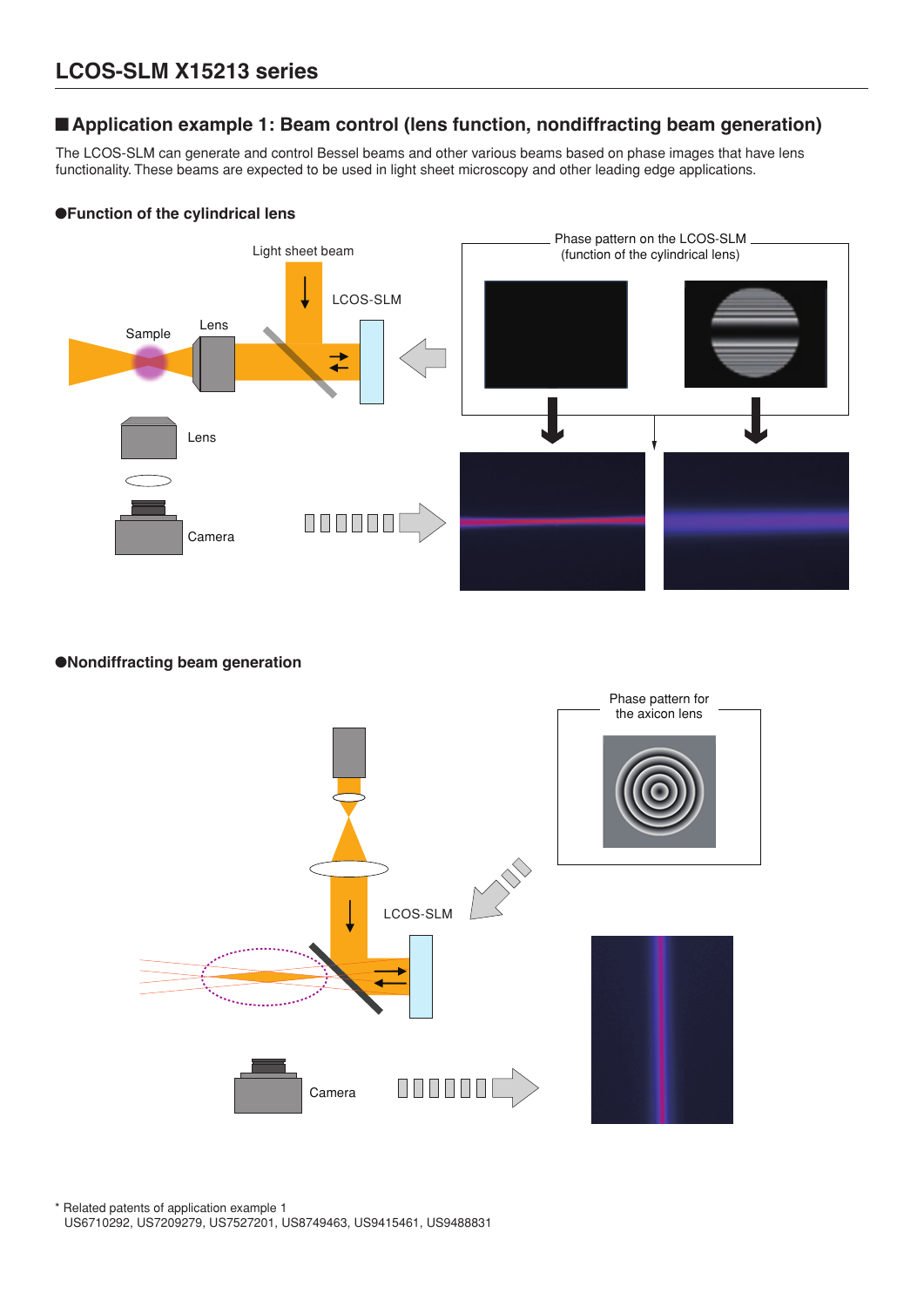## ■ Application example 1: Beam control (lens function, nondiffracting beam generation)

The LCOS-SLM can generate and control Bessel beams and other various beams based on phase images that have lens functionality. These beams are expected to be used in light sheet microscopy and other leading edge applications.

### ●Function of the cylindrical lens

Light sheet beam

LCOS-SLM

Sample

Lens

Lens

Camera

Phase pattern on the LCOS-SLM (function of the cylindrical lens)

### ●Nondiffracting beam generation

Phase pattern for the axicon lens

LCOS-SLM

Camera

\* Related patents of application example 1
US6710292, US7209279, US7527201, US8749463, US9415461, US9488831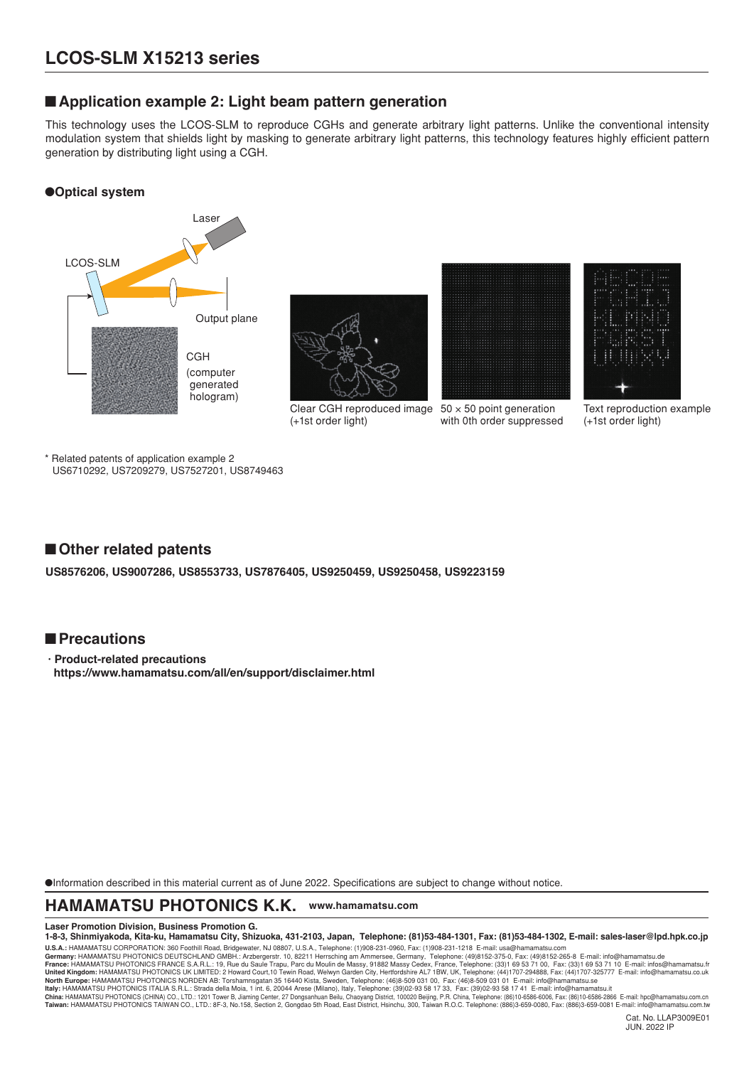## Application example 2: Light beam pattern generation

This technology uses the LCOS-SLM to reproduce CGHs and generate arbitrary light patterns. Unlike the conventional intensity modulation system that shields light by masking to generate arbitrary light patterns, this technology features highly efficient pattern generation by distributing light using a CGH.

### ●Optical system

Laser

LCOS-SLM

Output plane

CGH (computer generated hologram)

Clear CGH reproduced image (+1st order light)

50 × 50 point generation with 0th order suppressed

Text reproduction example (+1st order light)

\* Related patents of application example 2
US6710292, US7209279, US7527201, US8749463

## Other related patents

**US8576206, US9007286, US8553733, US7876405, US9250459, US9250458, US9223159**

## Precautions

- **Product-related precautions**
  **https://www.hamamatsu.com/all/en/support/disclaimer.html**

●Information described in this material current as of June 2022. Specifications are subject to change without notice.

**HAMAMATSU PHOTONICS K.K.** www.hamamatsu.com

**Laser Promotion Division, Business Promotion G.**
**1-8-3, Shinmiyakoda, Kita-ku, Hamamatsu City, Shizuoka, 431-2103, Japan, Telephone: (81)53-484-1301, Fax: (81)53-484-1302, E-mail: sales-laser@lpd.hpk.co.jp**
**U.S.A.:** HAMAMATSU CORPORATION: 360 Foothill Road, Bridgewater, NJ 08807, U.S.A., Telephone: (1)908-231-0960, Fax: (1)908-231-1218 E-mail: usa@hamamatsu.com
**Germany:** HAMAMATSU PHOTONICS DEUTSCHLAND GMBH.: Arzbergerstr. 10, 82211 Herrsching am Ammersee, Germany, Telephone: (49)8152-375-0, Fax: (49)8152-265-8 E-mail: info@hamamatsu.de
**France:** HAMAMATSU PHOTONICS FRANCE S.A.R.L.: 19, Rue du Saule Trapu, Parc du Moulin de Massy, 91882 Massy Cedex, France, Telephone: (33)1 69 53 71 00, Fax: (33)1 69 53 71 10 E-mail: infos@hamamatsu.fr
**United Kingdom:** HAMAMATSU PHOTONICS UK LIMITED: 2 Howard Court,10 Tewin Road, Welwyn Garden City, Hertfordshire AL7 1BW, UK, Telephone: (44)1707-294888, Fax: (44)1707-325777 E-mail: info@hamamatsu.co.uk
**North Europe:** HAMAMATSU PHOTONICS NORDEN AB: Torshamnsgatan 35 16440 Kista, Sweden, Telephone: (46)8-509 031 00, Fax: (46)8-509 031 01 E-mail: info@hamamatsu.se
**Italy:** HAMAMATSU PHOTONICS ITALIA S.R.L.: Strada della Moia, 1 int. 6, 20044 Arese (Milano), Italy, Telephone: (39)02-93 58 17 33, Fax: (39)02-93 58 17 41 E-mail: info@hamamatsu.it
**China:** HAMAMATSU PHOTONICS (CHINA) CO., LTD.: 1201 Tower B, Jiaming Center, 27 Dongsanhuan Beilu, Chaoyang District, 100020 Beijing, P.R. China, Telephone: (86)10-6586-6006, Fax: (86)10-6586-2866 E-mail: hpc@hamamatsu.com.cn
**Taiwan:** HAMAMATSU PHOTONICS TAIWAN CO., LTD.: 8F-3, No.158, Section 2, Gongdao 5th Road, East District, Hsinchu, 300, Taiwan R.O.C. Telephone: (886)3-659-0080, Fax: (886)3-659-0081 E-mail: info@hamamatsu.com.tw

Cat. No. LLAP3009E01
JUN. 2022 IP